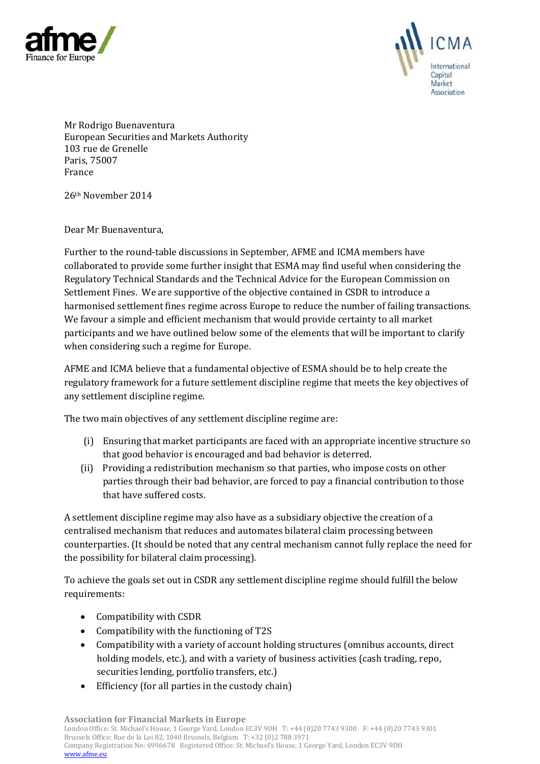Mr Rodrigo Buenaventura
European Securities and Markets Authority
103 rue de Grenelle
Paris, 75007
France

26th November 2014

Dear Mr Buenaventura,

Further to the round-table discussions in September, AFME and ICMA members have collaborated to provide some further insight that ESMA may find useful when considering the Regulatory Technical Standards and the Technical Advice for the European Commission on Settlement Fines. We are supportive of the objective contained in CSDR to introduce a harmonised settlement fines regime across Europe to reduce the number of failing transactions. We favour a simple and efficient mechanism that would provide certainty to all market participants and we have outlined below some of the elements that will be important to clarify when considering such a regime for Europe.

AFME and ICMA believe that a fundamental objective of ESMA should be to help create the regulatory framework for a future settlement discipline regime that meets the key objectives of any settlement discipline regime.

The two main objectives of any settlement discipline regime are:

(i) Ensuring that market participants are faced with an appropriate incentive structure so that good behavior is encouraged and bad behavior is deterred.

(ii) Providing a redistribution mechanism so that parties, who impose costs on other parties through their bad behavior, are forced to pay a financial contribution to those that have suffered costs.

A settlement discipline regime may also have as a subsidiary objective the creation of a centralised mechanism that reduces and automates bilateral claim processing between counterparties. (It should be noted that any central mechanism cannot fully replace the need for the possibility for bilateral claim processing).

To achieve the goals set out in CSDR any settlement discipline regime should fulfill the below requirements:

- Compatibility with CSDR
- Compatibility with the functioning of T2S
- Compatibility with a variety of account holding structures (omnibus accounts, direct holding models, etc.), and with a variety of business activities (cash trading, repo, securities lending, portfolio transfers, etc.)
- Efficiency (for all parties in the custody chain)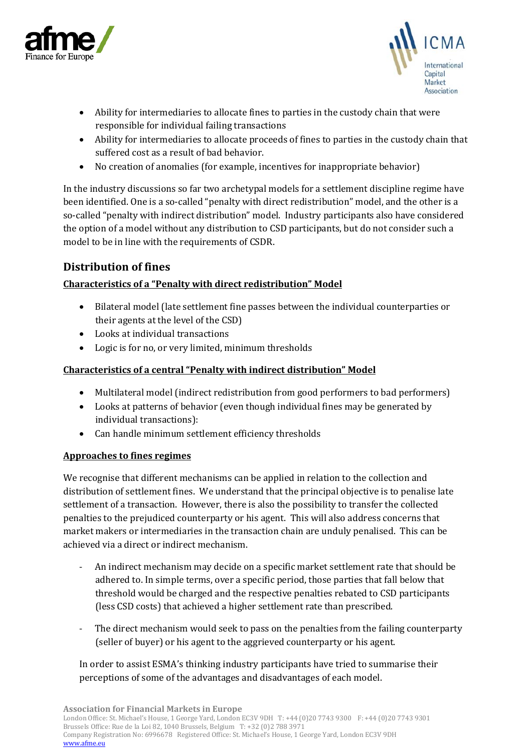- Ability for intermediaries to allocate fines to parties in the custody chain that were responsible for individual failing transactions
- Ability for intermediaries to allocate proceeds of fines to parties in the custody chain that suffered cost as a result of bad behavior.
- No creation of anomalies (for example, incentives for inappropriate behavior)

In the industry discussions so far two archetypal models for a settlement discipline regime have been identified. One is a so-called "penalty with direct redistribution" model, and the other is a so-called "penalty with indirect distribution" model. Industry participants also have considered the option of a model without any distribution to CSD participants, but do not consider such a model to be in line with the requirements of CSDR.

## Distribution of fines

**Characteristics of a "Penalty with direct redistribution" Model**

- Bilateral model (late settlement fine passes between the individual counterparties or their agents at the level of the CSD)
- Looks at individual transactions
- Logic is for no, or very limited, minimum thresholds

**Characteristics of a central "Penalty with indirect distribution" Model**

- Multilateral model (indirect redistribution from good performers to bad performers)
- Looks at patterns of behavior (even though individual fines may be generated by individual transactions):
- Can handle minimum settlement efficiency thresholds

**Approaches to fines regimes**

We recognise that different mechanisms can be applied in relation to the collection and distribution of settlement fines. We understand that the principal objective is to penalise late settlement of a transaction. However, there is also the possibility to transfer the collected penalties to the prejudiced counterparty or his agent. This will also address concerns that market makers or intermediaries in the transaction chain are unduly penalised. This can be achieved via a direct or indirect mechanism.

- An indirect mechanism may decide on a specific market settlement rate that should be adhered to. In simple terms, over a specific period, those parties that fall below that threshold would be charged and the respective penalties rebated to CSD participants (less CSD costs) that achieved a higher settlement rate than prescribed.

- The direct mechanism would seek to pass on the penalties from the failing counterparty (seller of buyer) or his agent to the aggrieved counterparty or his agent.

In order to assist ESMA's thinking industry participants have tried to summarise their perceptions of some of the advantages and disadvantages of each model.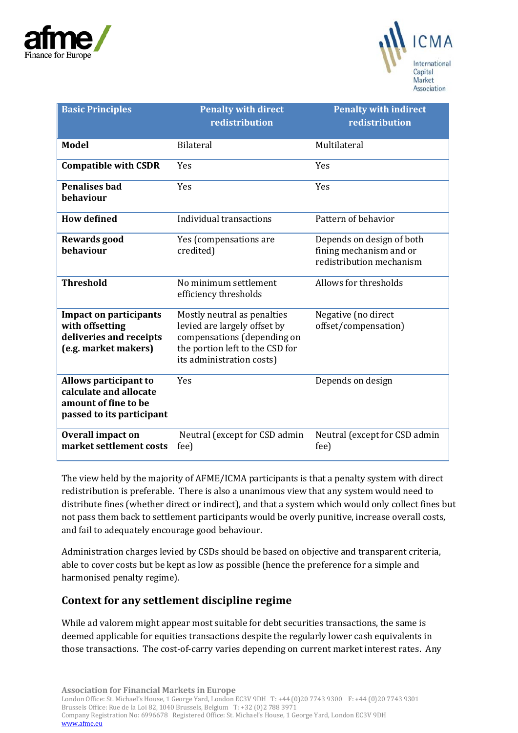| Basic Principles | Penalty with direct redistribution | Penalty with indirect redistribution |
|---|---|---|
| **Model** | Bilateral | Multilateral |
| **Compatible with CSDR** | Yes | Yes |
| **Penalises bad behaviour** | Yes | Yes |
| **How defined** | Individual transactions | Pattern of behavior |
| **Rewards good behaviour** | Yes (compensations are credited) | Depends on design of both fining mechanism and or redistribution mechanism |
| **Threshold** | No minimum settlement efficiency thresholds | Allows for thresholds |
| **Impact on participants with offsetting deliveries and receipts (e.g. market makers)** | Mostly neutral as penalties levied are largely offset by compensations (depending on the portion left to the CSD for its administration costs) | Negative (no direct offset/compensation) |
| **Allows participant to calculate and allocate amount of fine to be passed to its participant** | Yes | Depends on design |
| **Overall impact on market settlement costs** | Neutral (except for CSD admin fee) | Neutral (except for CSD admin fee) |

The view held by the majority of AFME/ICMA participants is that a penalty system with direct redistribution is preferable. There is also a unanimous view that any system would need to distribute fines (whether direct or indirect), and that a system which would only collect fines but not pass them back to settlement participants would be overly punitive, increase overall costs, and fail to adequately encourage good behaviour.

Administration charges levied by CSDs should be based on objective and transparent criteria, able to cover costs but be kept as low as possible (hence the preference for a simple and harmonised penalty regime).

## Context for any settlement discipline regime

While ad valorem might appear most suitable for debt securities transactions, the same is deemed applicable for equities transactions despite the regularly lower cash equivalents in those transactions. The cost-of-carry varies depending on current market interest rates. Any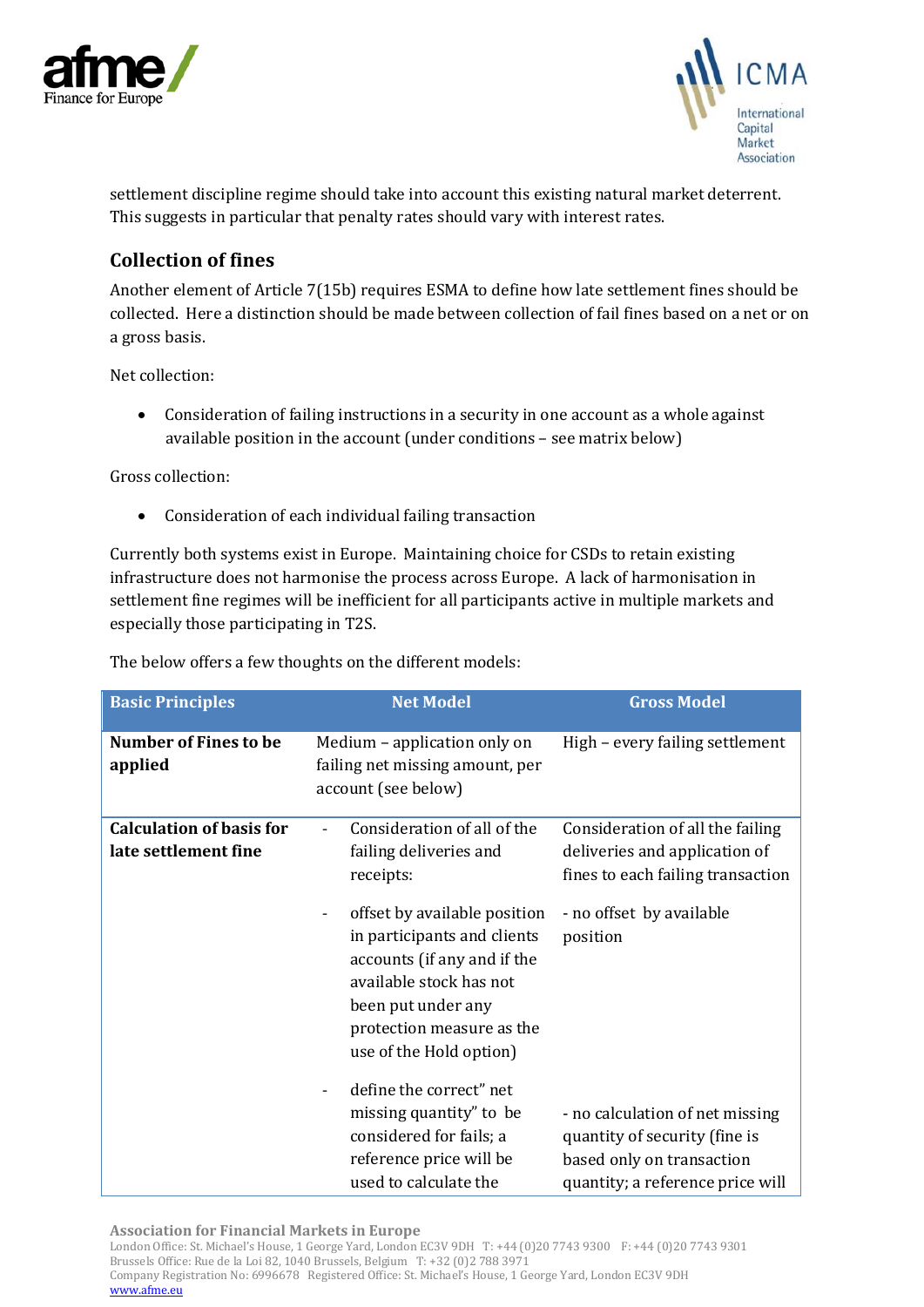settlement discipline regime should take into account this existing natural market deterrent. This suggests in particular that penalty rates should vary with interest rates.

## Collection of fines

Another element of Article 7(15b) requires ESMA to define how late settlement fines should be collected. Here a distinction should be made between collection of fail fines based on a net or on a gross basis.

Net collection:

- Consideration of failing instructions in a security in one account as a whole against available position in the account (under conditions – see matrix below)

Gross collection:

- Consideration of each individual failing transaction

Currently both systems exist in Europe. Maintaining choice for CSDs to retain existing infrastructure does not harmonise the process across Europe. A lack of harmonisation in settlement fine regimes will be inefficient for all participants active in multiple markets and especially those participating in T2S.

The below offers a few thoughts on the different models:

| Basic Principles | Net Model | Gross Model |
|---|---|---|
| **Number of Fines to be applied** | Medium – application only on failing net missing amount, per account (see below) | High – every failing settlement |
| **Calculation of basis for late settlement fine** | - Consideration of all of the failing deliveries and receipts:<br><br>- offset by available position in participants and clients accounts (if any and if the available stock has not been put under any protection measure as the use of the Hold option)<br><br>- define the correct" net missing quantity" to be considered for fails; a reference price will be used to calculate the | Consideration of all the failing deliveries and application of fines to each failing transaction<br><br>- no offset by available position<br><br>- no calculation of net missing quantity of security (fine is based only on transaction quantity; a reference price will |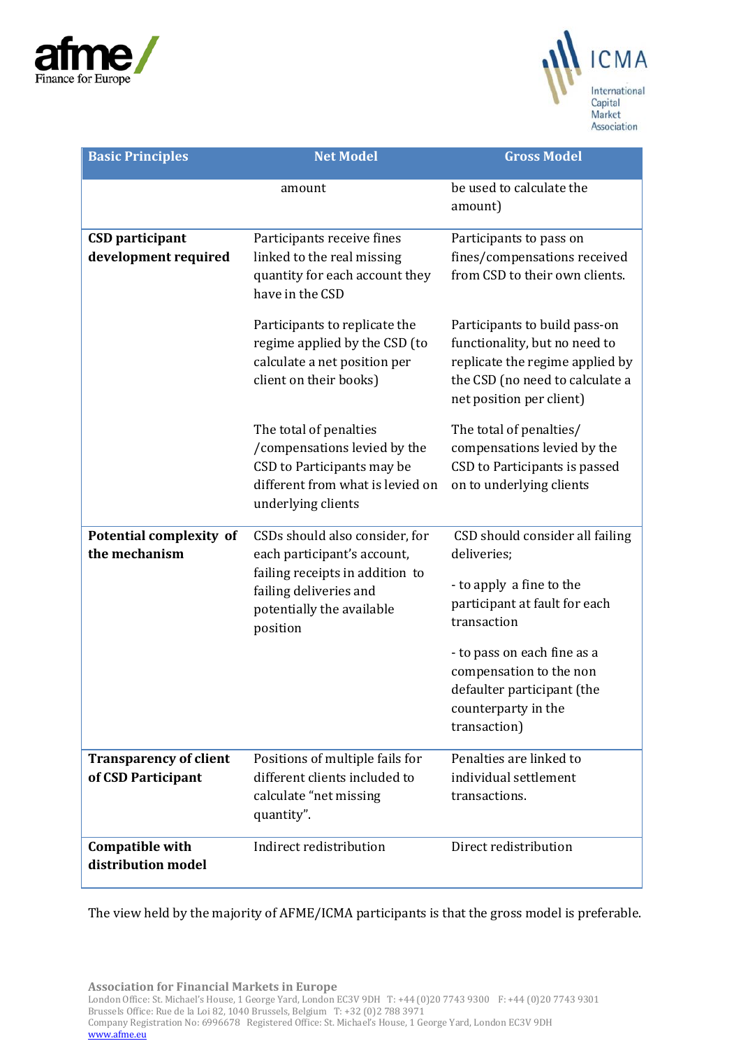| Basic Principles | Net Model | Gross Model |
|---|---|---|
| | amount | be used to calculate the amount) |
| **CSD participant development required** | Participants receive fines linked to the real missing quantity for each account they have in the CSD<br><br>Participants to replicate the regime applied by the CSD (to calculate a net position per client on their books)<br><br>The total of penalties /compensations levied by the CSD to Participants may be different from what is levied on underlying clients | Participants to pass on fines/compensations received from CSD to their own clients.<br><br>Participants to build pass-on functionality, but no need to replicate the regime applied by the CSD (no need to calculate a net position per client)<br><br>The total of penalties/ compensations levied by the CSD to Participants is passed on to underlying clients |
| **Potential complexity of the mechanism** | CSDs should also consider, for each participant's account, failing receipts in addition to failing deliveries and potentially the available position | CSD should consider all failing deliveries;<br><br>- to apply a fine to the participant at fault for each transaction<br><br>- to pass on each fine as a compensation to the non defaulter participant (the counterparty in the transaction) |
| **Transparency of client of CSD Participant** | Positions of multiple fails for different clients included to calculate "net missing quantity". | Penalties are linked to individual settlement transactions. |
| **Compatible with distribution model** | Indirect redistribution | Direct redistribution |

The view held by the majority of AFME/ICMA participants is that the gross model is preferable.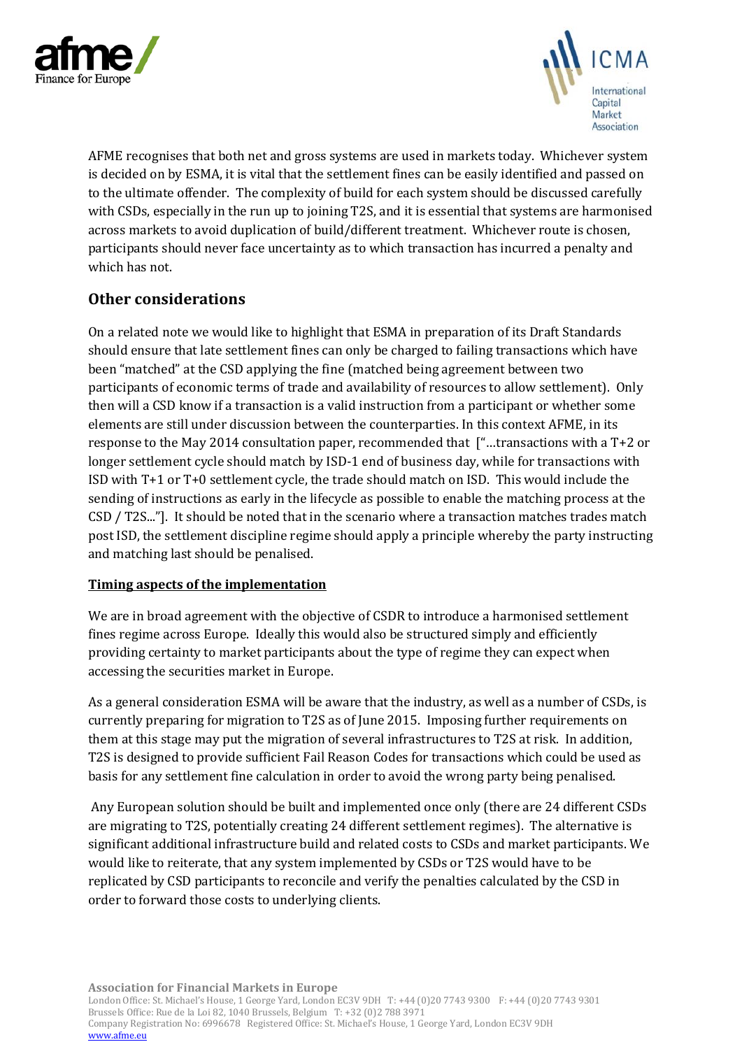AFME recognises that both net and gross systems are used in markets today. Whichever system is decided on by ESMA, it is vital that the settlement fines can be easily identified and passed on to the ultimate offender. The complexity of build for each system should be discussed carefully with CSDs, especially in the run up to joining T2S, and it is essential that systems are harmonised across markets to avoid duplication of build/different treatment. Whichever route is chosen, participants should never face uncertainty as to which transaction has incurred a penalty and which has not.

## Other considerations

On a related note we would like to highlight that ESMA in preparation of its Draft Standards should ensure that late settlement fines can only be charged to failing transactions which have been "matched" at the CSD applying the fine (matched being agreement between two participants of economic terms of trade and availability of resources to allow settlement). Only then will a CSD know if a transaction is a valid instruction from a participant or whether some elements are still under discussion between the counterparties. In this context AFME, in its response to the May 2014 consultation paper, recommended that ["…transactions with a T+2 or longer settlement cycle should match by ISD-1 end of business day, while for transactions with ISD with T+1 or T+0 settlement cycle, the trade should match on ISD. This would include the sending of instructions as early in the lifecycle as possible to enable the matching process at the CSD / T2S..."]. It should be noted that in the scenario where a transaction matches trades match post ISD, the settlement discipline regime should apply a principle whereby the party instructing and matching last should be penalised.

**Timing aspects of the implementation**

We are in broad agreement with the objective of CSDR to introduce a harmonised settlement fines regime across Europe. Ideally this would also be structured simply and efficiently providing certainty to market participants about the type of regime they can expect when accessing the securities market in Europe.

As a general consideration ESMA will be aware that the industry, as well as a number of CSDs, is currently preparing for migration to T2S as of June 2015. Imposing further requirements on them at this stage may put the migration of several infrastructures to T2S at risk. In addition, T2S is designed to provide sufficient Fail Reason Codes for transactions which could be used as basis for any settlement fine calculation in order to avoid the wrong party being penalised.

Any European solution should be built and implemented once only (there are 24 different CSDs are migrating to T2S, potentially creating 24 different settlement regimes). The alternative is significant additional infrastructure build and related costs to CSDs and market participants. We would like to reiterate, that any system implemented by CSDs or T2S would have to be replicated by CSD participants to reconcile and verify the penalties calculated by the CSD in order to forward those costs to underlying clients.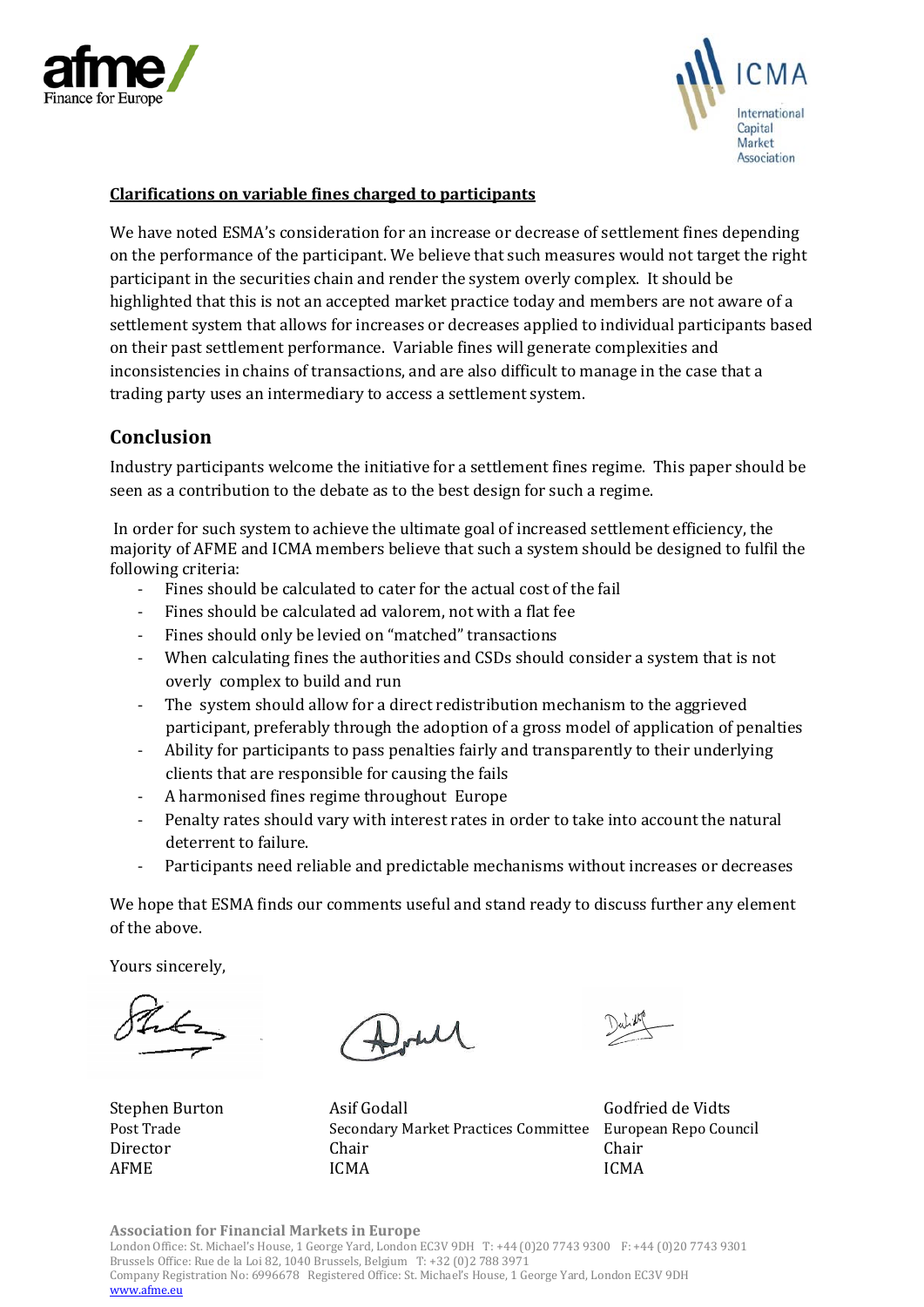**Clarifications on variable fines charged to participants**

We have noted ESMA's consideration for an increase or decrease of settlement fines depending on the performance of the participant. We believe that such measures would not target the right participant in the securities chain and render the system overly complex. It should be highlighted that this is not an accepted market practice today and members are not aware of a settlement system that allows for increases or decreases applied to individual participants based on their past settlement performance. Variable fines will generate complexities and inconsistencies in chains of transactions, and are also difficult to manage in the case that a trading party uses an intermediary to access a settlement system.

## Conclusion

Industry participants welcome the initiative for a settlement fines regime. This paper should be seen as a contribution to the debate as to the best design for such a regime.

In order for such system to achieve the ultimate goal of increased settlement efficiency, the majority of AFME and ICMA members believe that such a system should be designed to fulfil the following criteria:

- Fines should be calculated to cater for the actual cost of the fail
- Fines should be calculated ad valorem, not with a flat fee
- Fines should only be levied on "matched" transactions
- When calculating fines the authorities and CSDs should consider a system that is not overly complex to build and run
- The system should allow for a direct redistribution mechanism to the aggrieved participant, preferably through the adoption of a gross model of application of penalties
- Ability for participants to pass penalties fairly and transparently to their underlying clients that are responsible for causing the fails
- A harmonised fines regime throughout Europe
- Penalty rates should vary with interest rates in order to take into account the natural deterrent to failure.
- Participants need reliable and predictable mechanisms without increases or decreases

We hope that ESMA finds our comments useful and stand ready to discuss further any element of the above.

Yours sincerely,

Stephen Burton
Post Trade
Director
AFME

Asif Godall
Secondary Market Practices Committee
Chair
ICMA

Godfried de Vidts
European Repo Council
Chair
ICMA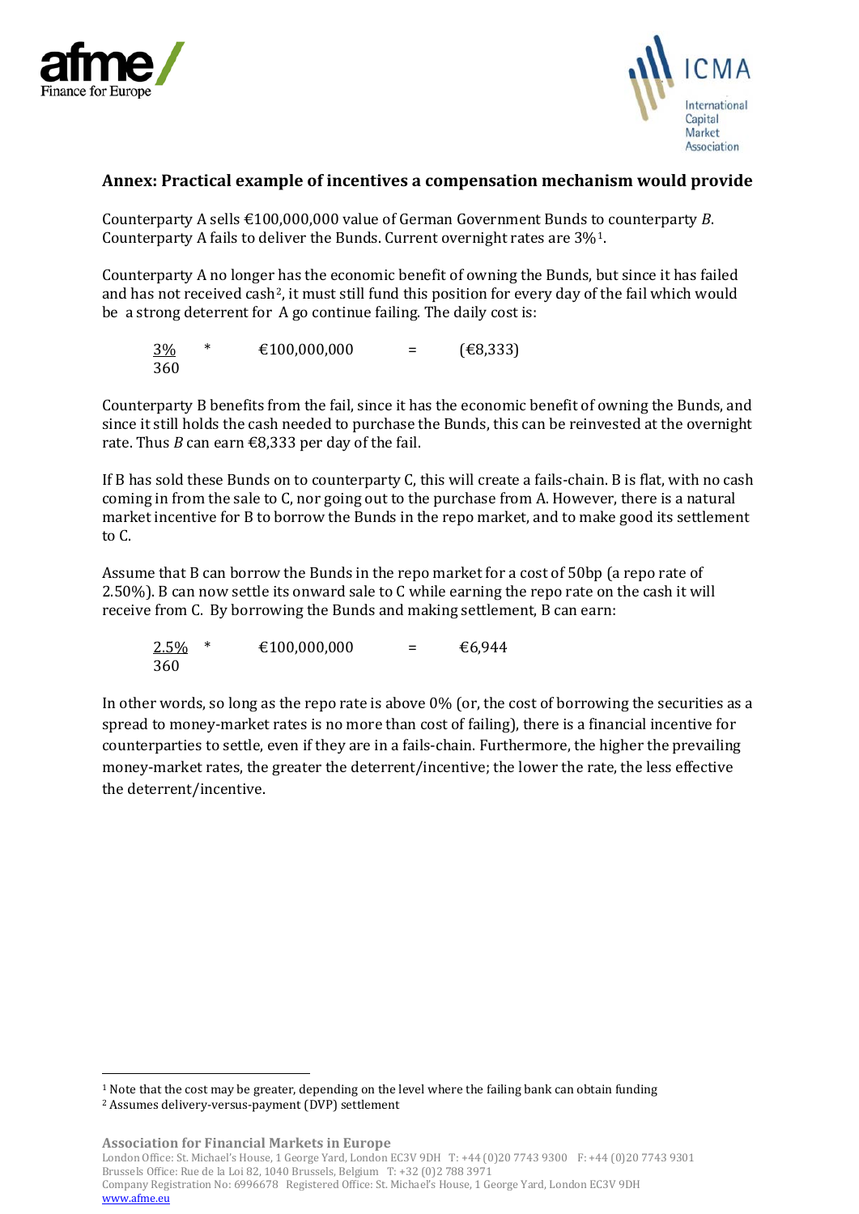## Annex: Practical example of incentives a compensation mechanism would provide

Counterparty A sells €100,000,000 value of German Government Bunds to counterparty *B*. Counterparty A fails to deliver the Bunds. Current overnight rates are 3%[1].

Counterparty A no longer has the economic benefit of owning the Bunds, but since it has failed and has not received cash[2], it must still fund this position for every day of the fail which would be a strong deterrent for A go continue failing. The daily cost is:

$$\frac{3\%}{360} \quad * \quad €100,000,000 \quad = \quad (€8,333)$$

Counterparty B benefits from the fail, since it has the economic benefit of owning the Bunds, and since it still holds the cash needed to purchase the Bunds, this can be reinvested at the overnight rate. Thus *B* can earn €8,333 per day of the fail.

If B has sold these Bunds on to counterparty C, this will create a fails-chain. B is flat, with no cash coming in from the sale to C, nor going out to the purchase from A. However, there is a natural market incentive for B to borrow the Bunds in the repo market, and to make good its settlement to C.

Assume that B can borrow the Bunds in the repo market for a cost of 50bp (a repo rate of 2.50%). B can now settle its onward sale to C while earning the repo rate on the cash it will receive from C. By borrowing the Bunds and making settlement, B can earn:

$$\frac{2.5\%}{360} \quad * \quad €100,000,000 \quad = \quad €6,944$$

In other words, so long as the repo rate is above 0% (or, the cost of borrowing the securities as a spread to money-market rates is no more than cost of failing), there is a financial incentive for counterparties to settle, even if they are in a fails-chain. Furthermore, the higher the prevailing money-market rates, the greater the deterrent/incentive; the lower the rate, the less effective the deterrent/incentive.

[1] Note that the cost may be greater, depending on the level where the failing bank can obtain funding

[2] Assumes delivery-versus-payment (DVP) settlement